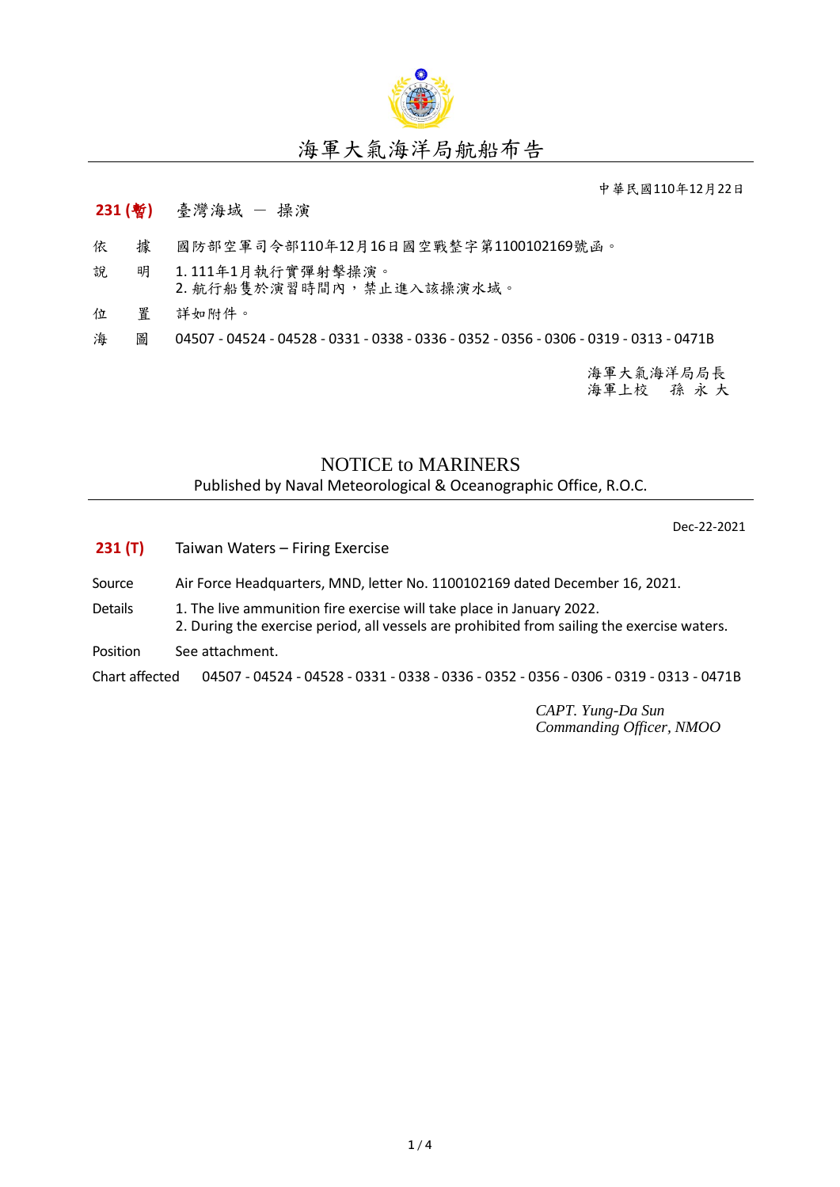# 海軍大氣海洋局航船布告

中華民國110年12月22日

**231 (暫)**　臺灣海域 － 操演

依　據　國防部空軍司令部110年12月16日國空戰整字第1100102169號函。

說　明　1. 111年1月執行實彈射擊操演。
2. 航行船隻於演習時間內，禁止進入該操演水域。

位　置　詳如附件。

海　圖　04507 - 04524 - 04528 - 0331 - 0338 - 0336 - 0352 - 0356 - 0306 - 0319 - 0313 - 0471B

海軍大氣海洋局局長
海軍上校　孫 永 大

# NOTICE to MARINERS

Published by Naval Meteorological & Oceanographic Office, R.O.C.

Dec-22-2021

**231 (T)**　Taiwan Waters – Firing Exercise

Source　Air Force Headquarters, MND, letter No. 1100102169 dated December 16, 2021.

Details　1. The live ammunition fire exercise will take place in January 2022.
2. During the exercise period, all vessels are prohibited from sailing the exercise waters.

Position　See attachment.

Chart affected　04507 - 04524 - 04528 - 0331 - 0338 - 0336 - 0352 - 0356 - 0306 - 0319 - 0313 - 0471B

*CAPT. Yung-Da Sun*
*Commanding Officer, NMOO*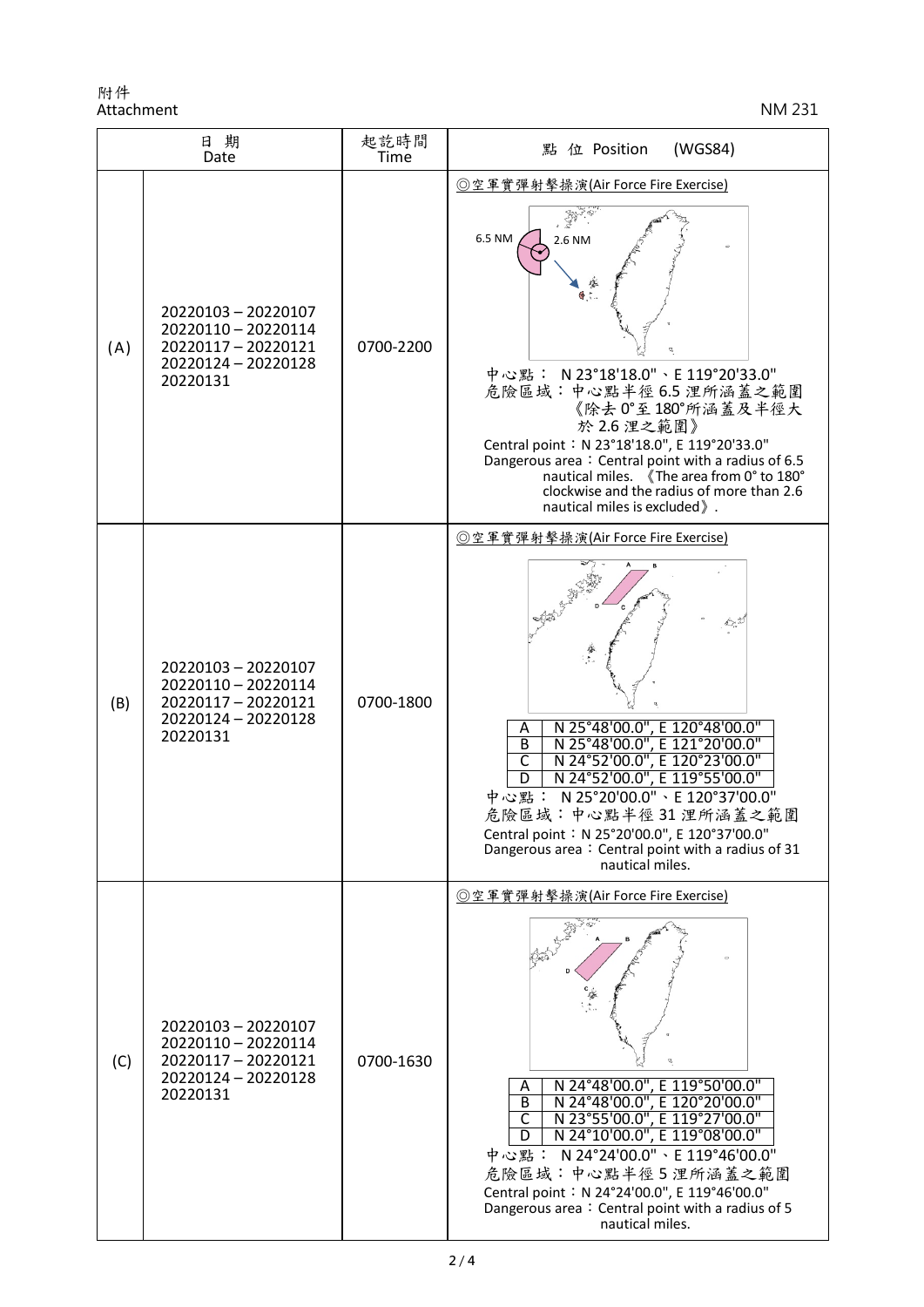附件
Attachment

NM 231

| | 日 期<br>Date | 起訖時間<br>Time | 點 位 Position (WGS84) |
|---|---|---|---|
| (A) | 20220103 – 20220107<br>20220110 – 20220114<br>20220117 – 20220121<br>20220124 – 20220128<br>20220131 | 0700-2200 | ◎空軍實彈射擊操演(Air Force Fire Exercise)<br>6.5 NM 2.6 NM<br>中心點： N 23°18'18.0"、E 119°20'33.0"<br>危險區域：中心點半徑 6.5 浬所涵蓋之範圍《除去 0°至 180°所涵蓋及半徑大於 2.6 浬之範圍》<br>Central point：N 23°18'18.0", E 119°20'33.0"<br>Dangerous area：Central point with a radius of 6.5 nautical miles. 《The area from 0° to 180° clockwise and the radius of more than 2.6 nautical miles is excluded》. |
| (B) | 20220103 – 20220107<br>20220110 – 20220114<br>20220117 – 20220121<br>20220124 – 20220128<br>20220131 | 0700-1800 | ◎空軍實彈射擊操演(Air Force Fire Exercise)<br>A N 25°48'00.0", E 120°48'00.0"<br>B N 25°48'00.0", E 121°20'00.0"<br>C N 24°52'00.0", E 120°23'00.0"<br>D N 24°52'00.0", E 119°55'00.0"<br>中心點： N 25°20'00.0"、E 120°37'00.0"<br>危險區域：中心點半徑 31 浬所涵蓋之範圍<br>Central point：N 25°20'00.0", E 120°37'00.0"<br>Dangerous area：Central point with a radius of 31 nautical miles. |
| (C) | 20220103 – 20220107<br>20220110 – 20220114<br>20220117 – 20220121<br>20220124 – 20220128<br>20220131 | 0700-1630 | ◎空軍實彈射擊操演(Air Force Fire Exercise)<br>A N 24°48'00.0", E 119°50'00.0"<br>B N 24°48'00.0", E 120°20'00.0"<br>C N 23°55'00.0", E 119°27'00.0"<br>D N 24°10'00.0", E 119°08'00.0"<br>中心點： N 24°24'00.0"、E 119°46'00.0"<br>危險區域：中心點半徑 5 浬所涵蓋之範圍<br>Central point：N 24°24'00.0", E 119°46'00.0"<br>Dangerous area：Central point with a radius of 5 nautical miles. |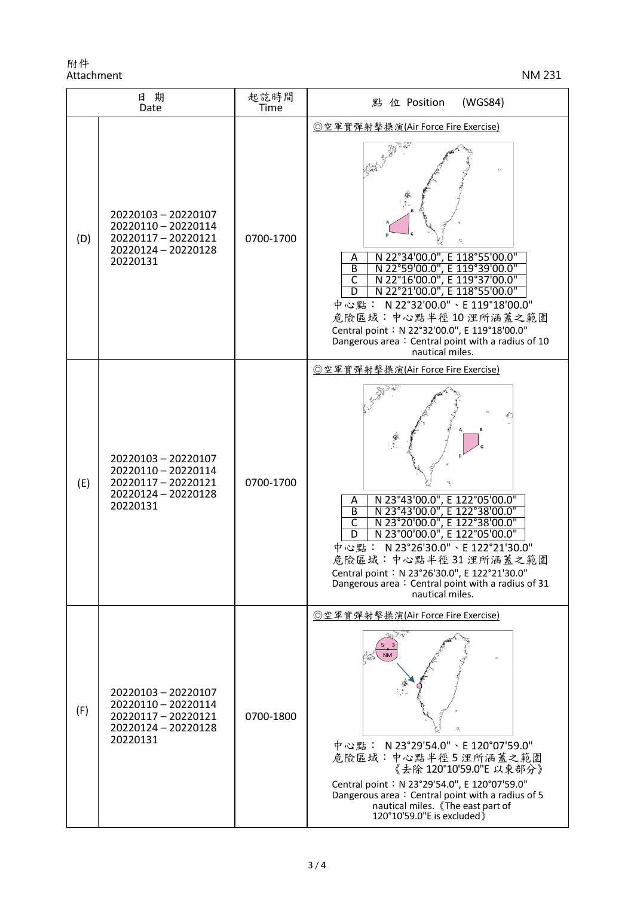附件
Attachment

NM 231

| | 日 期<br>Date | 起訖時間<br>Time | 點 位 Position (WGS84) |
|---|---|---|---|
| (D) | 20220103 – 20220107<br>20220110 – 20220114<br>20220117 – 20220121<br>20220124 – 20220128<br>20220131 | 0700-1700 | ◎空軍實彈射擊操演(Air Force Fire Exercise)<br>A N 22°34'00.0", E 118°55'00.0"<br>B N 22°59'00.0", E 119°39'00.0"<br>C N 22°16'00.0", E 119°37'00.0"<br>D N 22°21'00.0", E 118°55'00.0"<br>中心點： N 22°32'00.0"、E 119°18'00.0"<br>危險區域：中心點半徑 10 浬所涵蓋之範圍<br>Central point：N 22°32'00.0", E 119°18'00.0"<br>Dangerous area：Central point with a radius of 10 nautical miles. |
| (E) | 20220103 – 20220107<br>20220110 – 20220114<br>20220117 – 20220121<br>20220124 – 20220128<br>20220131 | 0700-1700 | ◎空軍實彈射擊操演(Air Force Fire Exercise)<br>A N 23°43'00.0", E 122°05'00.0"<br>B N 23°43'00.0", E 122°38'00.0"<br>C N 23°20'00.0", E 122°38'00.0"<br>D N 23°00'00.0", E 122°05'00.0"<br>中心點： N 23°26'30.0"、E 122°21'30.0"<br>危險區域：中心點半徑 31 浬所涵蓋之範圍<br>Central point：N 23°26'30.0", E 122°21'30.0"<br>Dangerous area：Central point with a radius of 31 nautical miles. |
| (F) | 20220103 – 20220107<br>20220110 – 20220114<br>20220117 – 20220121<br>20220124 – 20220128<br>20220131 | 0700-1800 | ◎空軍實彈射擊操演(Air Force Fire Exercise)<br>中心點： N 23°29'54.0"、E 120°07'59.0"<br>危險區域：中心點半徑 5 浬所涵蓋之範圍《去除 120°10'59.0"E 以東部分》<br>Central point：N 23°29'54.0", E 120°07'59.0"<br>Dangerous area：Central point with a radius of 5 nautical miles.《The east part of 120°10'59.0"E is excluded》 |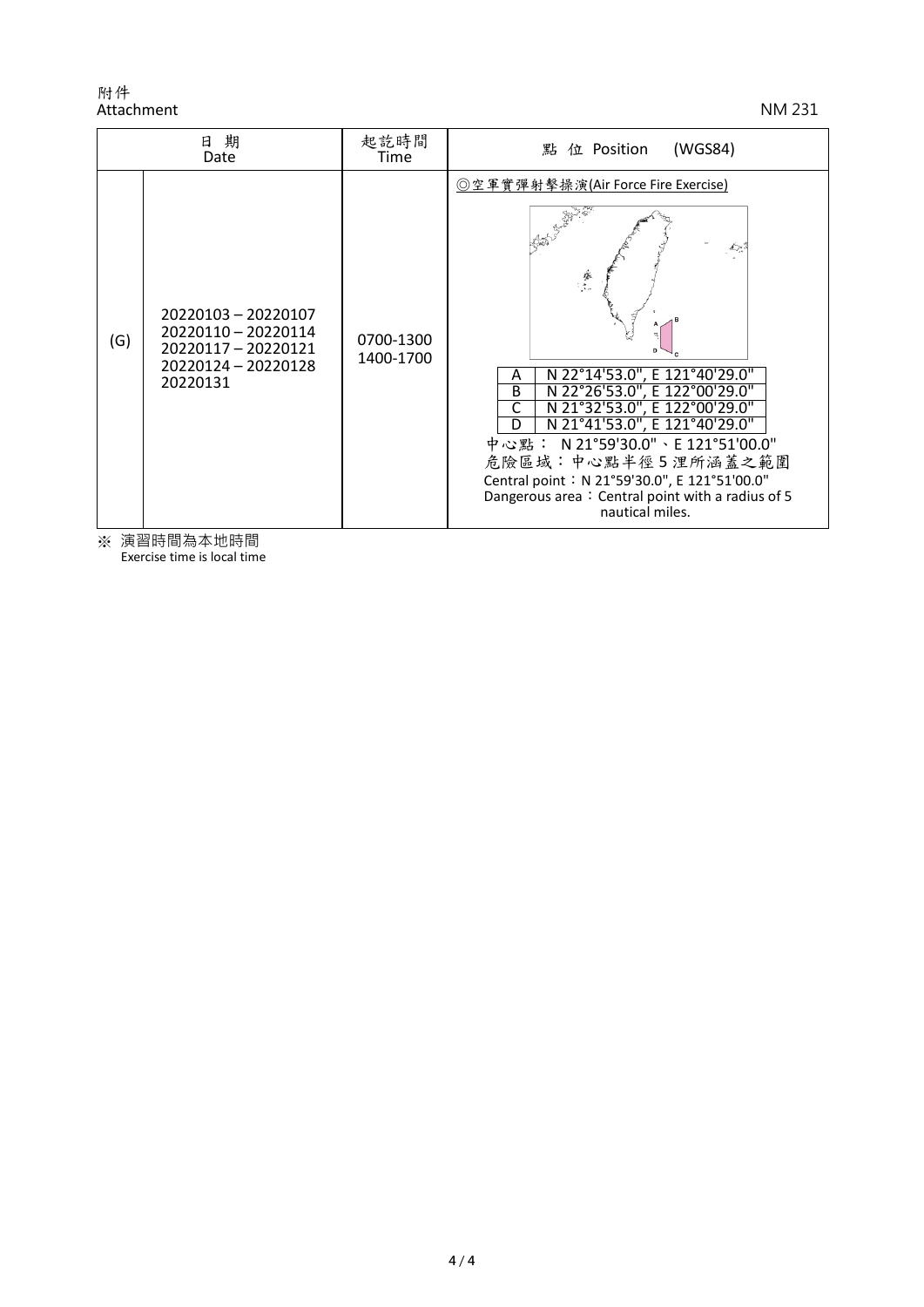附件
Attachment

NM 231

| 日期 Date | | 起訖時間 Time | 點位 Position (WGS84) |
|---|---|---|---|
| (G) | 20220103 – 20220107<br>20220110 – 20220114<br>20220117 – 20220121<br>20220124 – 20220128<br>20220131 | 0700-1300<br>1400-1700 | ◎空軍實彈射擊操演(Air Force Fire Exercise)<br><br>A N 22°14'53.0", E 121°40'29.0"<br>B N 22°26'53.0", E 122°00'29.0"<br>C N 21°32'53.0", E 122°00'29.0"<br>D N 21°41'53.0", E 121°40'29.0"<br>中心點： N 21°59'30.0"、E 121°51'00.0"<br>危險區域：中心點半徑 5 浬所涵蓋之範圍<br>Central point：N 21°59'30.0", E 121°51'00.0"<br>Dangerous area：Central point with a radius of 5 nautical miles. |

※ 演習時間為本地時間
Exercise time is local time